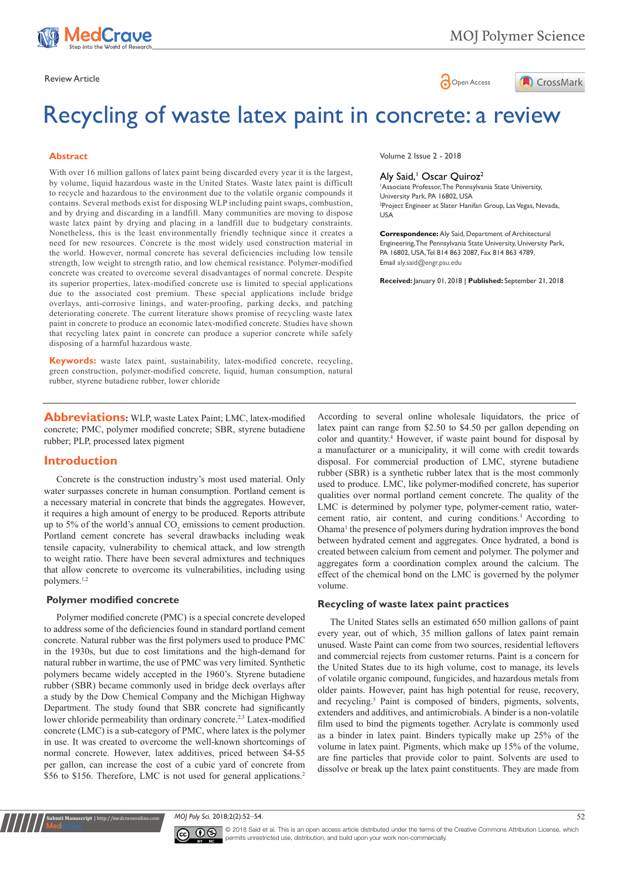Review Article

# Recycling of waste latex paint in concrete: a review

## Abstract

With over 16 million gallons of latex paint being discarded every year it is the largest, by volume, liquid hazardous waste in the United States. Waste latex paint is difficult to recycle and hazardous to the environment due to the volatile organic compounds it contains. Several methods exist for disposing WLP including paint swaps, combustion, and by drying and discarding in a landfill. Many communities are moving to dispose waste latex paint by drying and placing in a landfill due to budgetary constraints. Nonetheless, this is the least environmentally friendly technique since it creates a need for new resources. Concrete is the most widely used construction material in the world. However, normal concrete has several deficiencies including low tensile strength, low weight to strength ratio, and low chemical resistance. Polymer-modified concrete was created to overcome several disadvantages of normal concrete. Despite its superior properties, latex-modified concrete use is limited to special applications due to the associated cost premium. These special applications include bridge overlays, anti-corrosive linings, and water-proofing, parking decks, and patching deteriorating concrete. The current literature shows promise of recycling waste latex paint in concrete to produce an economic latex-modified concrete. Studies have shown that recycling latex paint in concrete can produce a superior concrete while safely disposing of a harmful hazardous waste.

**Keywords:** waste latex paint, sustainability, latex-modified concrete, recycling, green construction, polymer-modified concrete, liquid, human consumption, natural rubber, styrene butadiene rubber, lower chloride

Volume 2 Issue 2 - 2018

Aly Said,[1] Oscar Quiroz[2]

[1]Associate Professor, The Pennsylvania State University, University Park, PA 16802, USA
[2]Project Engineer at Slater Hanifan Group, Las Vegas, Nevada, USA

**Correspondence:** Aly Said, Department of Architectural Engineering, The Pennsylvania State University, University Park, PA 16802, USA, Tel 814 863 2087, Fax 814 863 4789, Email aly.said@engr.psu.edu

**Received:** January 01, 2018 | **Published:** September 21, 2018

**Abbreviations:** WLP, waste Latex Paint; LMC, latex-modified concrete; PMC, polymer modified concrete; SBR, styrene butadiene rubber; PLP, processed latex pigment

## Introduction

Concrete is the construction industry's most used material. Only water surpasses concrete in human consumption. Portland cement is a necessary material in concrete that binds the aggregates. However, it requires a high amount of energy to be produced. Reports attribute up to 5% of the world's annual $CO_2$ emissions to cement production. Portland cement concrete has several drawbacks including weak tensile capacity, vulnerability to chemical attack, and low strength to weight ratio. There have been several admixtures and techniques that allow concrete to overcome its vulnerabilities, including using polymers.[1,2]

### Polymer modified concrete

Polymer modified concrete (PMC) is a special concrete developed to address some of the deficiencies found in standard portland cement concrete. Natural rubber was the first polymers used to produce PMC in the 1930s, but due to cost limitations and the high-demand for natural rubber in wartime, the use of PMC was very limited. Synthetic polymers became widely accepted in the 1960's. Styrene butadiene rubber (SBR) became commonly used in bridge deck overlays after a study by the Dow Chemical Company and the Michigan Highway Department. The study found that SBR concrete had significantly lower chloride permeability than ordinary concrete.[2,3] Latex-modified concrete (LMC) is a sub-category of PMC, where latex is the polymer in use. It was created to overcome the well-known shortcomings of normal concrete. However, latex additives, priced between $4-$5 per gallon, can increase the cost of a cubic yard of concrete from $56 to $156. Therefore, LMC is not used for general applications.[2]

According to several online wholesale liquidators, the price of latex paint can range from $2.50 to $4.50 per gallon depending on color and quantity.[4] However, if waste paint bound for disposal by a manufacturer or a municipality, it will come with credit towards disposal. For commercial production of LMC, styrene butadiene rubber (SBR) is a synthetic rubber latex that is the most commonly used to produce. LMC, like polymer-modified concrete, has superior qualities over normal portland cement concrete. The quality of the LMC is determined by polymer type, polymer-cement ratio, water-cement ratio, air content, and curing conditions.[1] According to Ohama[1] the presence of polymers during hydration improves the bond between hydrated cement and aggregates. Once hydrated, a bond is created between calcium from cement and polymer. The polymer and aggregates form a coordination complex around the calcium. The effect of the chemical bond on the LMC is governed by the polymer volume.

### Recycling of waste latex paint practices

The United States sells an estimated 650 million gallons of paint every year, out of which, 35 million gallons of latex paint remain unused. Waste Paint can come from two sources, residential leftovers and commercial rejects from customer returns. Paint is a concern for the United States due to its high volume, cost to manage, its levels of volatile organic compound, fungicides, and hazardous metals from older paints. However, paint has high potential for reuse, recovery, and recycling.[5] Paint is composed of binders, pigments, solvents, extenders and additives, and antimicrobials. A binder is a non-volatile film used to bind the pigments together. Acrylate is commonly used as a binder in latex paint. Binders typically make up 25% of the volume in latex paint. Pigments, which make up 15% of the volume, are fine particles that provide color to paint. Solvents are used to dissolve or break up the latex paint constituents. They are made from

© 2018 Said et al. This is an open access article distributed under the terms of the Creative Commons Attribution License, which permits unrestricted use, distribution, and build upon your work non-commercially.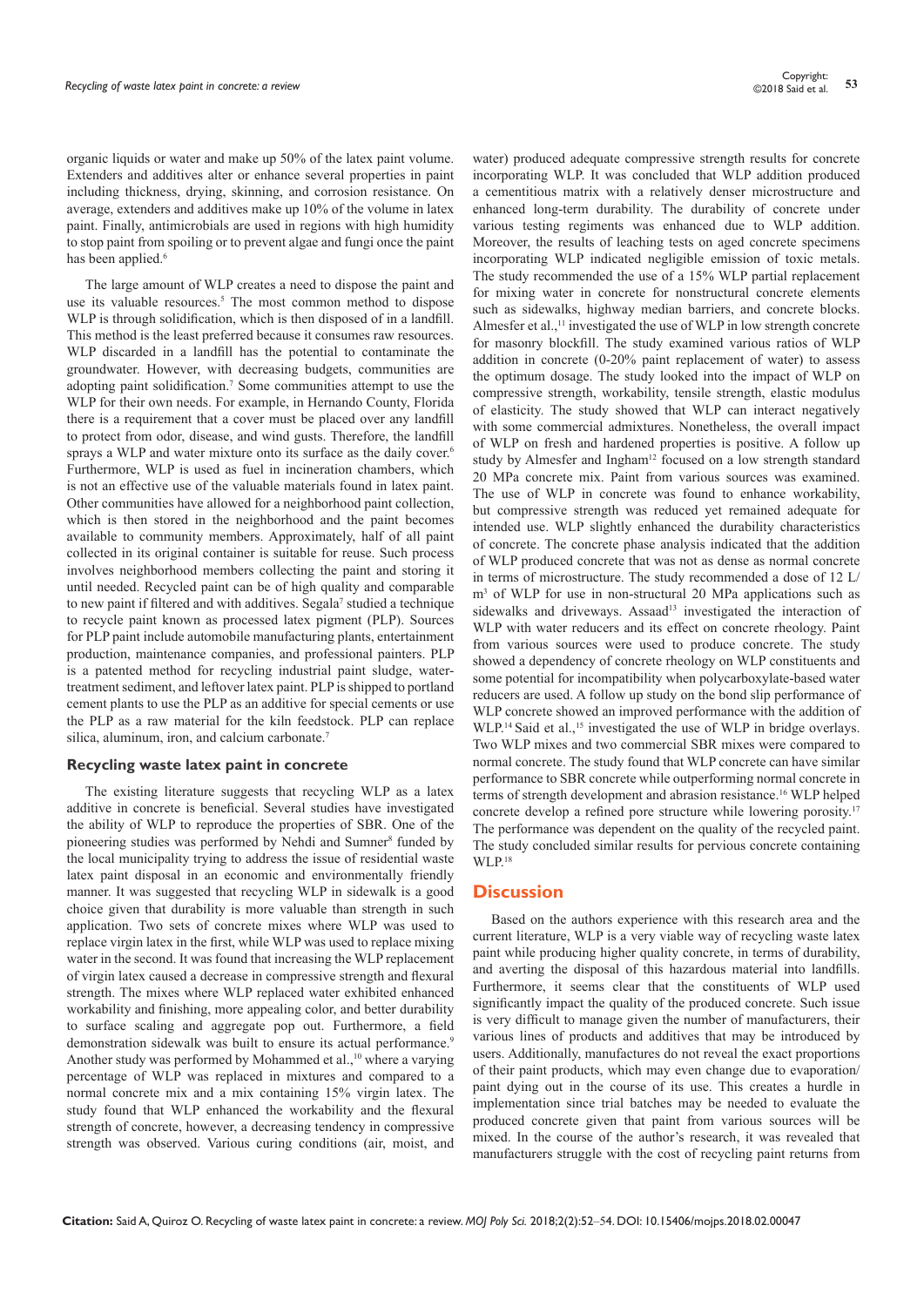organic liquids or water and make up 50% of the latex paint volume. Extenders and additives alter or enhance several properties in paint including thickness, drying, skinning, and corrosion resistance. On average, extenders and additives make up 10% of the volume in latex paint. Finally, antimicrobials are used in regions with high humidity to stop paint from spoiling or to prevent algae and fungi once the paint has been applied.[6]

The large amount of WLP creates a need to dispose the paint and use its valuable resources.[5] The most common method to dispose WLP is through solidification, which is then disposed of in a landfill. This method is the least preferred because it consumes raw resources. WLP discarded in a landfill has the potential to contaminate the groundwater. However, with decreasing budgets, communities are adopting paint solidification.[7] Some communities attempt to use the WLP for their own needs. For example, in Hernando County, Florida there is a requirement that a cover must be placed over any landfill to protect from odor, disease, and wind gusts. Therefore, the landfill sprays a WLP and water mixture onto its surface as the daily cover.[6] Furthermore, WLP is used as fuel in incineration chambers, which is not an effective use of the valuable materials found in latex paint. Other communities have allowed for a neighborhood paint collection, which is then stored in the neighborhood and the paint becomes available to community members. Approximately, half of all paint collected in its original container is suitable for reuse. Such process involves neighborhood members collecting the paint and storing it until needed. Recycled paint can be of high quality and comparable to new paint if filtered and with additives. Segala[7] studied a technique to recycle paint known as processed latex pigment (PLP). Sources for PLP paint include automobile manufacturing plants, entertainment production, maintenance companies, and professional painters. PLP is a patented method for recycling industrial paint sludge, water-treatment sediment, and leftover latex paint. PLP is shipped to portland cement plants to use the PLP as an additive for special cements or use the PLP as a raw material for the kiln feedstock. PLP can replace silica, aluminum, iron, and calcium carbonate.[7]

### Recycling waste latex paint in concrete

The existing literature suggests that recycling WLP as a latex additive in concrete is beneficial. Several studies have investigated the ability of WLP to reproduce the properties of SBR. One of the pioneering studies was performed by Nehdi and Sumner[8] funded by the local municipality trying to address the issue of residential waste latex paint disposal in an economic and environmentally friendly manner. It was suggested that recycling WLP in sidewalk is a good choice given that durability is more valuable than strength in such application. Two sets of concrete mixes where WLP was used to replace virgin latex in the first, while WLP was used to replace mixing water in the second. It was found that increasing the WLP replacement of virgin latex caused a decrease in compressive strength and flexural strength. The mixes where WLP replaced water exhibited enhanced workability and finishing, more appealing color, and better durability to surface scaling and aggregate pop out. Furthermore, a field demonstration sidewalk was built to ensure its actual performance.[9] Another study was performed by Mohammed et al.,[10] where a varying percentage of WLP was replaced in mixtures and compared to a normal concrete mix and a mix containing 15% virgin latex. The study found that WLP enhanced the workability and the flexural strength of concrete, however, a decreasing tendency in compressive strength was observed. Various curing conditions (air, moist, and water) produced adequate compressive strength results for concrete incorporating WLP. It was concluded that WLP addition produced a cementitious matrix with a relatively denser microstructure and enhanced long-term durability. The durability of concrete under various testing regiments was enhanced due to WLP addition. Moreover, the results of leaching tests on aged concrete specimens incorporating WLP indicated negligible emission of toxic metals. The study recommended the use of a 15% WLP partial replacement for mixing water in concrete for nonstructural concrete elements such as sidewalks, highway median barriers, and concrete blocks. Almesfer et al.,[11] investigated the use of WLP in low strength concrete for masonry blockfill. The study examined various ratios of WLP addition in concrete (0-20% paint replacement of water) to assess the optimum dosage. The study looked into the impact of WLP on compressive strength, workability, tensile strength, elastic modulus of elasticity. The study showed that WLP can interact negatively with some commercial admixtures. Nonetheless, the overall impact of WLP on fresh and hardened properties is positive. A follow up study by Almesfer and Ingham[12] focused on a low strength standard 20 MPa concrete mix. Paint from various sources was examined. The use of WLP in concrete was found to enhance workability, but compressive strength was reduced yet remained adequate for intended use. WLP slightly enhanced the durability characteristics of concrete. The concrete phase analysis indicated that the addition of WLP produced concrete that was not as dense as normal concrete in terms of microstructure. The study recommended a dose of 12 L/$m^3$ of WLP for use in non-structural 20 MPa applications such as sidewalks and driveways. Assaad[13] investigated the interaction of WLP with water reducers and its effect on concrete rheology. Paint from various sources were used to produce concrete. The study showed a dependency of concrete rheology on WLP constituents and some potential for incompatibility when polycarboxylate-based water reducers are used. A follow up study on the bond slip performance of WLP concrete showed an improved performance with the addition of WLP.[14] Said et al.,[15] investigated the use of WLP in bridge overlays. Two WLP mixes and two commercial SBR mixes were compared to normal concrete. The study found that WLP concrete can have similar performance to SBR concrete while outperforming normal concrete in terms of strength development and abrasion resistance.[16] WLP helped concrete develop a refined pore structure while lowering porosity.[17] The performance was dependent on the quality of the recycled paint. The study concluded similar results for pervious concrete containing WLP.[18]

## Discussion

Based on the authors experience with this research area and the current literature, WLP is a very viable way of recycling waste latex paint while producing higher quality concrete, in terms of durability, and averting the disposal of this hazardous material into landfills. Furthermore, it seems clear that the constituents of WLP used significantly impact the quality of the produced concrete. Such issue is very difficult to manage given the number of manufacturers, their various lines of products and additives that may be introduced by users. Additionally, manufactures do not reveal the exact proportions of their paint products, which may even change due to evaporation/paint dying out in the course of its use. This creates a hurdle in implementation since trial batches may be needed to evaluate the produced concrete given that paint from various sources will be mixed. In the course of the author's research, it was revealed that manufacturers struggle with the cost of recycling paint returns from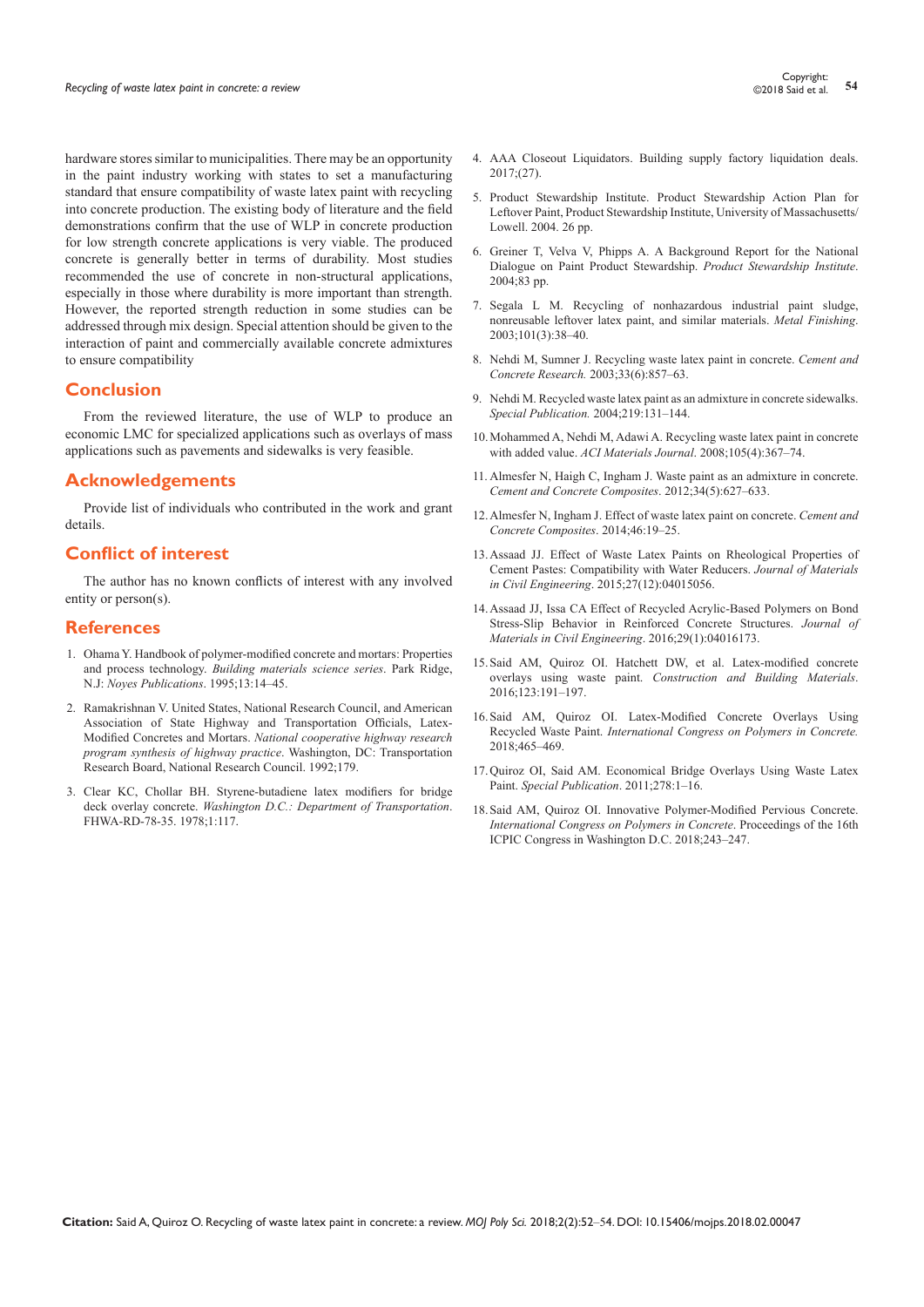hardware stores similar to municipalities. There may be an opportunity in the paint industry working with states to set a manufacturing standard that ensure compatibility of waste latex paint with recycling into concrete production. The existing body of literature and the field demonstrations confirm that the use of WLP in concrete production for low strength concrete applications is very viable. The produced concrete is generally better in terms of durability. Most studies recommended the use of concrete in non-structural applications, especially in those where durability is more important than strength. However, the reported strength reduction in some studies can be addressed through mix design. Special attention should be given to the interaction of paint and commercially available concrete admixtures to ensure compatibility

## Conclusion

From the reviewed literature, the use of WLP to produce an economic LMC for specialized applications such as overlays of mass applications such as pavements and sidewalks is very feasible.

## Acknowledgements

Provide list of individuals who contributed in the work and grant details.

## Conflict of interest

The author has no known conflicts of interest with any involved entity or person(s).

## References

1. Ohama Y. Handbook of polymer-modified concrete and mortars: Properties and process technology. *Building materials science series*. Park Ridge, N.J: *Noyes Publications*. 1995;13:14–45.
2. Ramakrishnan V. United States, National Research Council, and American Association of State Highway and Transportation Officials, Latex-Modified Concretes and Mortars. *National cooperative highway research program synthesis of highway practice*. Washington, DC: Transportation Research Board, National Research Council. 1992;179.
3. Clear KC, Chollar BH. Styrene-butadiene latex modifiers for bridge deck overlay concrete. *Washington D.C.: Department of Transportation*. FHWA-RD-78-35. 1978;1:117.
4. AAA Closeout Liquidators. Building supply factory liquidation deals. 2017;(27).
5. Product Stewardship Institute. Product Stewardship Action Plan for Leftover Paint, Product Stewardship Institute, University of Massachusetts/Lowell. 2004. 26 pp.
6. Greiner T, Velva V, Phipps A. A Background Report for the National Dialogue on Paint Product Stewardship. *Product Stewardship Institute*. 2004;83 pp.
7. Segala L M. Recycling of nonhazardous industrial paint sludge, nonreusable leftover latex paint, and similar materials. *Metal Finishing*. 2003;101(3):38–40.
8. Nehdi M, Sumner J. Recycling waste latex paint in concrete. *Cement and Concrete Research.* 2003;33(6):857–63.
9. Nehdi M. Recycled waste latex paint as an admixture in concrete sidewalks. *Special Publication.* 2004;219:131–144.
10. Mohammed A, Nehdi M, Adawi A. Recycling waste latex paint in concrete with added value. *ACI Materials Journal*. 2008;105(4):367–74.
11. Almesfer N, Haigh C, Ingham J. Waste paint as an admixture in concrete. *Cement and Concrete Composites*. 2012;34(5):627–633.
12. Almesfer N, Ingham J. Effect of waste latex paint on concrete. *Cement and Concrete Composites*. 2014;46:19–25.
13. Assaad JJ. Effect of Waste Latex Paints on Rheological Properties of Cement Pastes: Compatibility with Water Reducers. *Journal of Materials in Civil Engineering*. 2015;27(12):04015056.
14. Assaad JJ, Issa CA Effect of Recycled Acrylic-Based Polymers on Bond Stress-Slip Behavior in Reinforced Concrete Structures. *Journal of Materials in Civil Engineering*. 2016;29(1):04016173.
15. Said AM, Quiroz OI. Hatchett DW, et al. Latex-modified concrete overlays using waste paint. *Construction and Building Materials*. 2016;123:191–197.
16. Said AM, Quiroz OI. Latex-Modified Concrete Overlays Using Recycled Waste Paint. *International Congress on Polymers in Concrete.* 2018;465–469.
17. Quiroz OI, Said AM. Economical Bridge Overlays Using Waste Latex Paint. *Special Publication*. 2011;278:1–16.
18. Said AM, Quiroz OI. Innovative Polymer-Modified Pervious Concrete. *International Congress on Polymers in Concrete*. Proceedings of the 16th ICPIC Congress in Washington D.C. 2018;243–247.

**Citation:** Said A, Quiroz O. Recycling of waste latex paint in concrete: a review. *MOJ Poly Sci.* 2018;2(2):52‒54. DOI: 10.15406/mojps.2018.02.00047